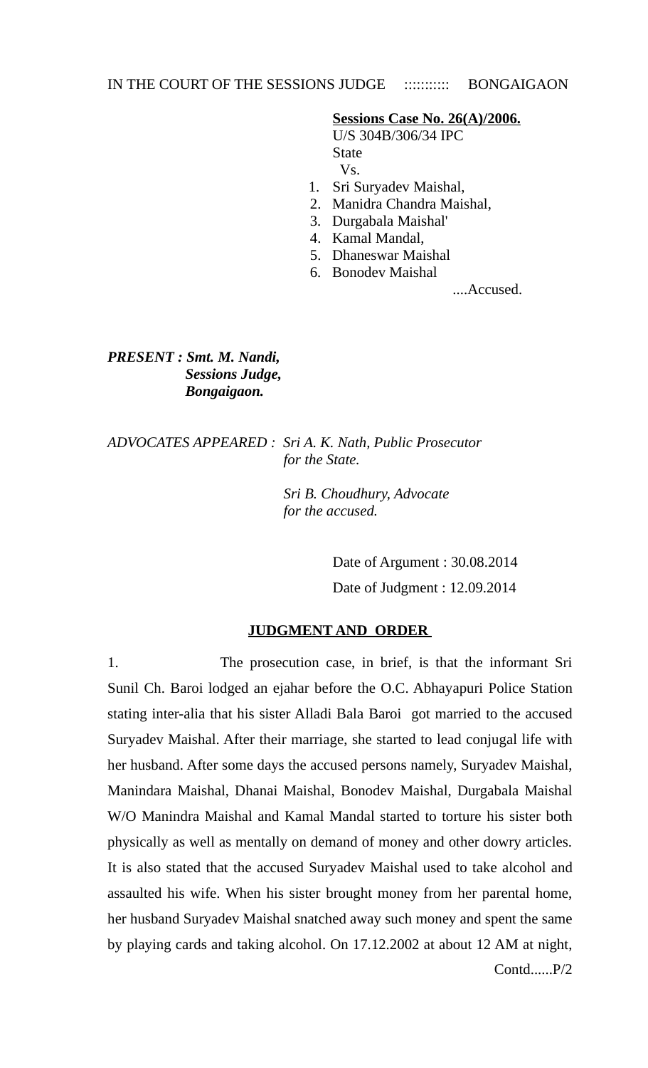IN THE COURT OF THE SESSIONS JUDGE :::::::::: BONGAIGAON

**Sessions Case No. 26(A)/2006.**
U/S 304B/306/34 IPC
State
Vs.

1. Sri Suryadev Maishal,
2. Manidra Chandra Maishal,
3. Durgabala Maishal'
4. Kamal Mandal,
5. Dhaneswar Maishal
6. Bonodev Maishal

....Accused.

***PRESENT : Smt. M. Nandi,***
***Sessions Judge,***
***Bongaigaon.***

*ADVOCATES APPEARED : Sri A. K. Nath, Public Prosecutor for the State.*

*Sri B. Choudhury, Advocate for the accused.*

Date of Argument : 30.08.2014

Date of Judgment : 12.09.2014

## JUDGMENT AND ORDER

1. The prosecution case, in brief, is that the informant Sri Sunil Ch. Baroi lodged an ejahar before the O.C. Abhayapuri Police Station stating inter-alia that his sister Alladi Bala Baroi got married to the accused Suryadev Maishal. After their marriage, she started to lead conjugal life with her husband. After some days the accused persons namely, Suryadev Maishal, Manindara Maishal, Dhanai Maishal, Bonodev Maishal, Durgabala Maishal W/O Manindra Maishal and Kamal Mandal started to torture his sister both physically as well as mentally on demand of money and other dowry articles. It is also stated that the accused Suryadev Maishal used to take alcohol and assaulted his wife. When his sister brought money from her parental home, her husband Suryadev Maishal snatched away such money and spent the same by playing cards and taking alcohol. On 17.12.2002 at about 12 AM at night,

Contd......P/2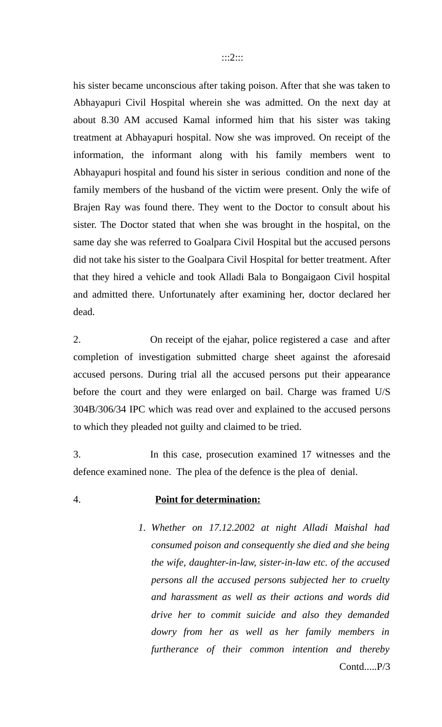his sister became unconscious after taking poison. After that she was taken to Abhayapuri Civil Hospital wherein she was admitted. On the next day at about 8.30 AM accused Kamal informed him that his sister was taking treatment at Abhayapuri hospital. Now she was improved. On receipt of the information, the informant along with his family members went to Abhayapuri hospital and found his sister in serious condition and none of the family members of the husband of the victim were present. Only the wife of Brajen Ray was found there. They went to the Doctor to consult about his sister. The Doctor stated that when she was brought in the hospital, on the same day she was referred to Goalpara Civil Hospital but the accused persons did not take his sister to the Goalpara Civil Hospital for better treatment. After that they hired a vehicle and took Alladi Bala to Bongaigaon Civil hospital and admitted there. Unfortunately after examining her, doctor declared her dead.

2. On receipt of the ejahar, police registered a case and after completion of investigation submitted charge sheet against the aforesaid accused persons. During trial all the accused persons put their appearance before the court and they were enlarged on bail. Charge was framed U/S 304B/306/34 IPC which was read over and explained to the accused persons to which they pleaded not guilty and claimed to be tried.

3. In this case, prosecution examined 17 witnesses and the defence examined none. The plea of the defence is the plea of denial.

4. **<u>Point for determination:</u>**

1. *Whether on 17.12.2002 at night Alladi Maishal had consumed poison and consequently she died and she being the wife, daughter-in-law, sister-in-law etc. of the accused persons all the accused persons subjected her to cruelty and harassment as well as their actions and words did drive her to commit suicide and also they demanded dowry from her as well as her family members in furtherance of their common intention and thereby*

Contd.....P/3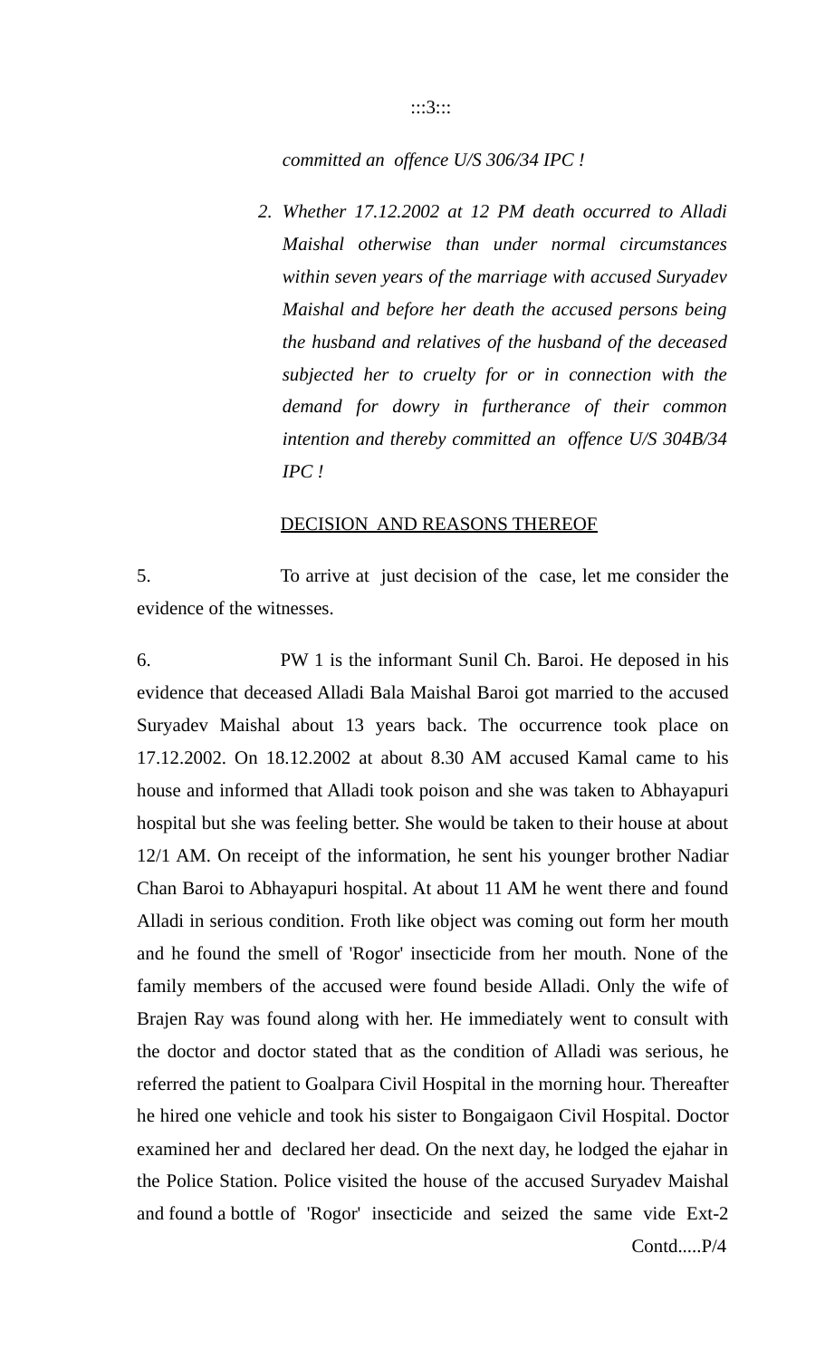*committed an offence U/S 306/34 IPC !*

2. *Whether 17.12.2002 at 12 PM death occurred to Alladi Maishal otherwise than under normal circumstances within seven years of the marriage with accused Suryadev Maishal and before her death the accused persons being the husband and relatives of the husband of the deceased subjected her to cruelty for or in connection with the demand for dowry in furtherance of their common intention and thereby committed an offence U/S 304B/34 IPC !*

<u>DECISION AND REASONS THEREOF</u>

5. To arrive at just decision of the case, let me consider the evidence of the witnesses.

6. PW 1 is the informant Sunil Ch. Baroi. He deposed in his evidence that deceased Alladi Bala Maishal Baroi got married to the accused Suryadev Maishal about 13 years back. The occurrence took place on 17.12.2002. On 18.12.2002 at about 8.30 AM accused Kamal came to his house and informed that Alladi took poison and she was taken to Abhayapuri hospital but she was feeling better. She would be taken to their house at about 12/1 AM. On receipt of the information, he sent his younger brother Nadiar Chan Baroi to Abhayapuri hospital. At about 11 AM he went there and found Alladi in serious condition. Froth like object was coming out form her mouth and he found the smell of 'Rogor' insecticide from her mouth. None of the family members of the accused were found beside Alladi. Only the wife of Brajen Ray was found along with her. He immediately went to consult with the doctor and doctor stated that as the condition of Alladi was serious, he referred the patient to Goalpara Civil Hospital in the morning hour. Thereafter he hired one vehicle and took his sister to Bongaigaon Civil Hospital. Doctor examined her and declared her dead. On the next day, he lodged the ejahar in the Police Station. Police visited the house of the accused Suryadev Maishal and found a bottle of 'Rogor' insecticide and seized the same vide Ext-2

Contd.....P/4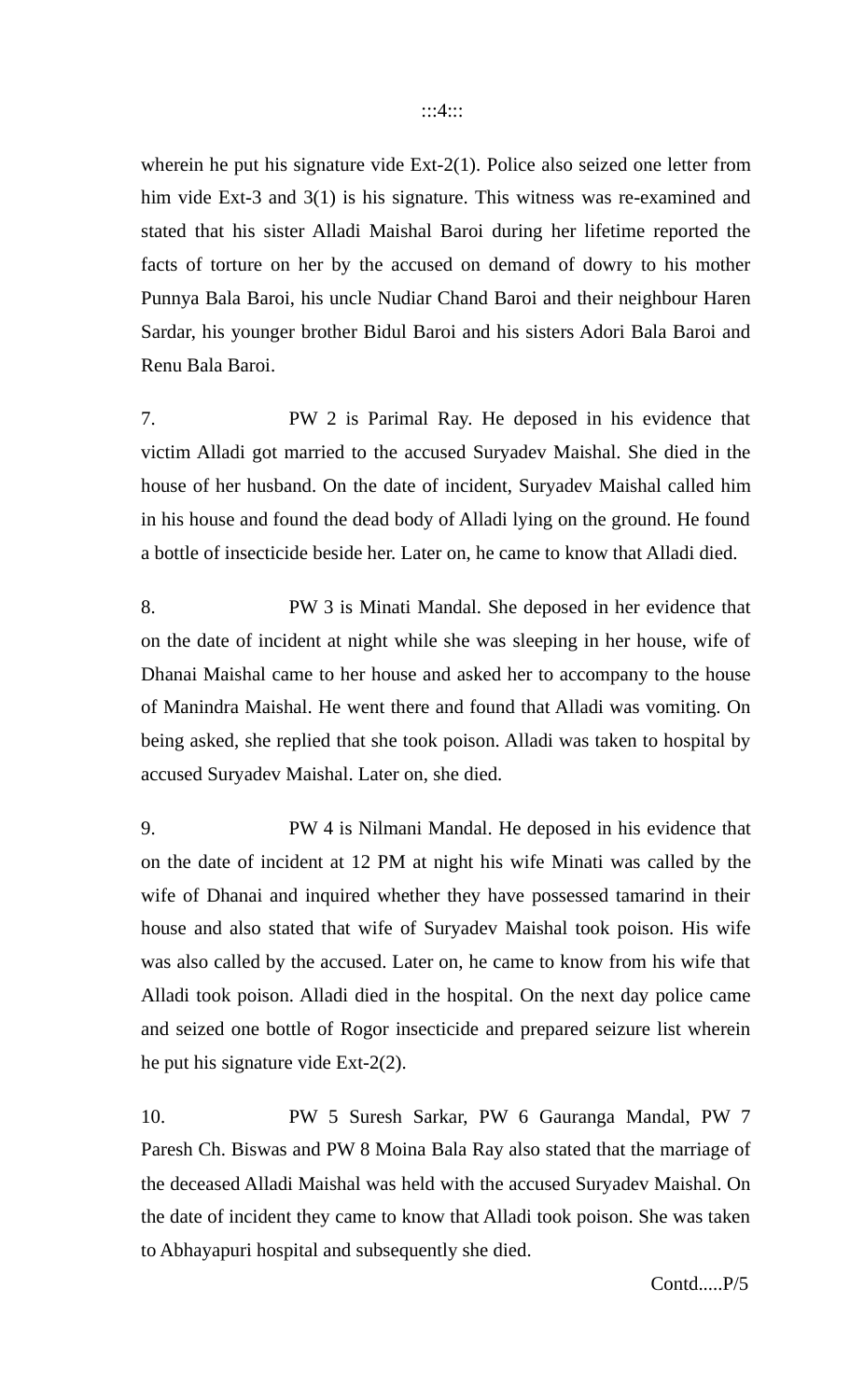wherein he put his signature vide Ext-2(1). Police also seized one letter from him vide Ext-3 and 3(1) is his signature. This witness was re-examined and stated that his sister Alladi Maishal Baroi during her lifetime reported the facts of torture on her by the accused on demand of dowry to his mother Punnya Bala Baroi, his uncle Nudiar Chand Baroi and their neighbour Haren Sardar, his younger brother Bidul Baroi and his sisters Adori Bala Baroi and Renu Bala Baroi.

7. PW 2 is Parimal Ray. He deposed in his evidence that victim Alladi got married to the accused Suryadev Maishal. She died in the house of her husband. On the date of incident, Suryadev Maishal called him in his house and found the dead body of Alladi lying on the ground. He found a bottle of insecticide beside her. Later on, he came to know that Alladi died.

8. PW 3 is Minati Mandal. She deposed in her evidence that on the date of incident at night while she was sleeping in her house, wife of Dhanai Maishal came to her house and asked her to accompany to the house of Manindra Maishal. He went there and found that Alladi was vomiting. On being asked, she replied that she took poison. Alladi was taken to hospital by accused Suryadev Maishal. Later on, she died.

9. PW 4 is Nilmani Mandal. He deposed in his evidence that on the date of incident at 12 PM at night his wife Minati was called by the wife of Dhanai and inquired whether they have possessed tamarind in their house and also stated that wife of Suryadev Maishal took poison. His wife was also called by the accused. Later on, he came to know from his wife that Alladi took poison. Alladi died in the hospital. On the next day police came and seized one bottle of Rogor insecticide and prepared seizure list wherein he put his signature vide Ext-2(2).

10. PW 5 Suresh Sarkar, PW 6 Gauranga Mandal, PW 7 Paresh Ch. Biswas and PW 8 Moina Bala Ray also stated that the marriage of the deceased Alladi Maishal was held with the accused Suryadev Maishal. On the date of incident they came to know that Alladi took poison. She was taken to Abhayapuri hospital and subsequently she died.

Contd.....P/5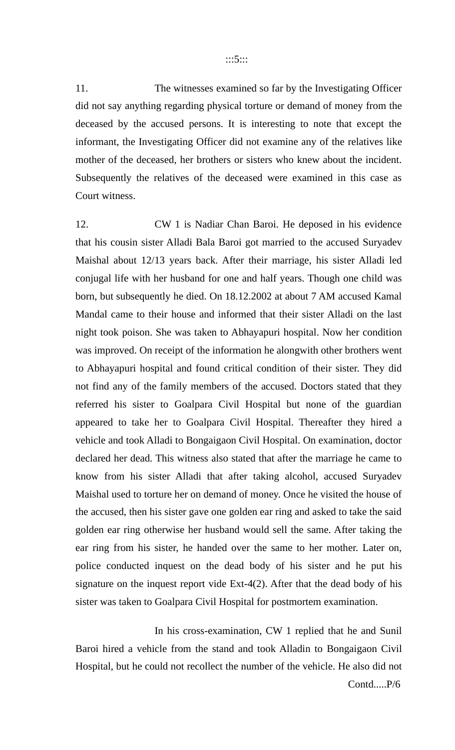11. The witnesses examined so far by the Investigating Officer did not say anything regarding physical torture or demand of money from the deceased by the accused persons. It is interesting to note that except the informant, the Investigating Officer did not examine any of the relatives like mother of the deceased, her brothers or sisters who knew about the incident. Subsequently the relatives of the deceased were examined in this case as Court witness.

12. CW 1 is Nadiar Chan Baroi. He deposed in his evidence that his cousin sister Alladi Bala Baroi got married to the accused Suryadev Maishal about 12/13 years back. After their marriage, his sister Alladi led conjugal life with her husband for one and half years. Though one child was born, but subsequently he died. On 18.12.2002 at about 7 AM accused Kamal Mandal came to their house and informed that their sister Alladi on the last night took poison. She was taken to Abhayapuri hospital. Now her condition was improved. On receipt of the information he alongwith other brothers went to Abhayapuri hospital and found critical condition of their sister. They did not find any of the family members of the accused. Doctors stated that they referred his sister to Goalpara Civil Hospital but none of the guardian appeared to take her to Goalpara Civil Hospital. Thereafter they hired a vehicle and took Alladi to Bongaigaon Civil Hospital. On examination, doctor declared her dead. This witness also stated that after the marriage he came to know from his sister Alladi that after taking alcohol, accused Suryadev Maishal used to torture her on demand of money. Once he visited the house of the accused, then his sister gave one golden ear ring and asked to take the said golden ear ring otherwise her husband would sell the same. After taking the ear ring from his sister, he handed over the same to her mother. Later on, police conducted inquest on the dead body of his sister and he put his signature on the inquest report vide Ext-4(2). After that the dead body of his sister was taken to Goalpara Civil Hospital for postmortem examination.

In his cross-examination, CW 1 replied that he and Sunil Baroi hired a vehicle from the stand and took Alladin to Bongaigaon Civil Hospital, but he could not recollect the number of the vehicle. He also did not

Contd.....P/6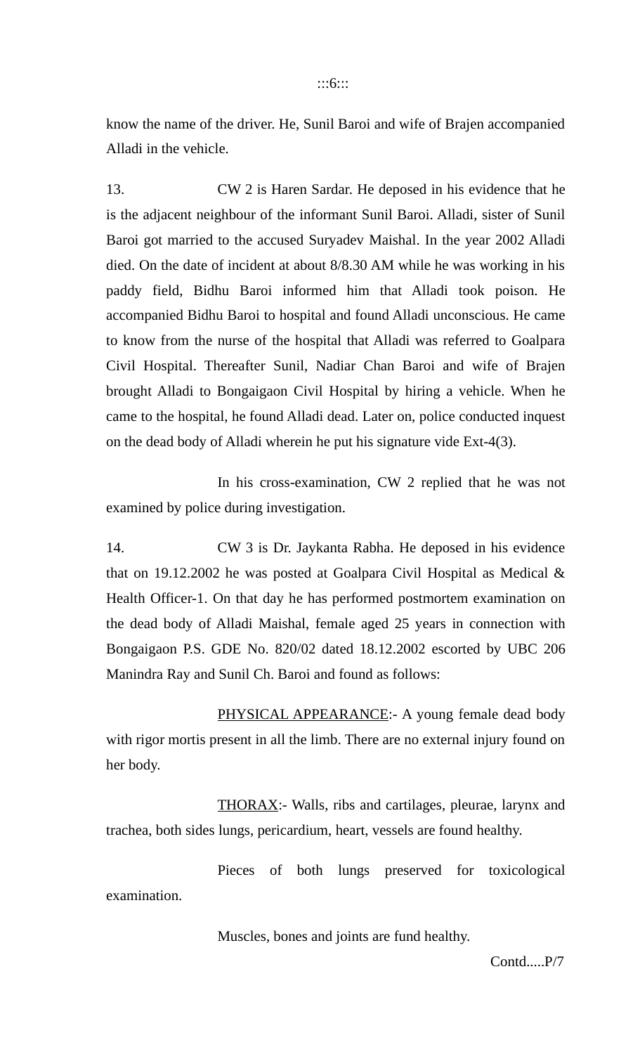know the name of the driver. He, Sunil Baroi and wife of Brajen accompanied Alladi in the vehicle.

13. CW 2 is Haren Sardar. He deposed in his evidence that he is the adjacent neighbour of the informant Sunil Baroi. Alladi, sister of Sunil Baroi got married to the accused Suryadev Maishal. In the year 2002 Alladi died. On the date of incident at about 8/8.30 AM while he was working in his paddy field, Bidhu Baroi informed him that Alladi took poison. He accompanied Bidhu Baroi to hospital and found Alladi unconscious. He came to know from the nurse of the hospital that Alladi was referred to Goalpara Civil Hospital. Thereafter Sunil, Nadiar Chan Baroi and wife of Brajen brought Alladi to Bongaigaon Civil Hospital by hiring a vehicle. When he came to the hospital, he found Alladi dead. Later on, police conducted inquest on the dead body of Alladi wherein he put his signature vide Ext-4(3).

In his cross-examination, CW 2 replied that he was not examined by police during investigation.

14. CW 3 is Dr. Jaykanta Rabha. He deposed in his evidence that on 19.12.2002 he was posted at Goalpara Civil Hospital as Medical & Health Officer-1. On that day he has performed postmortem examination on the dead body of Alladi Maishal, female aged 25 years in connection with Bongaigaon P.S. GDE No. 820/02 dated 18.12.2002 escorted by UBC 206 Manindra Ray and Sunil Ch. Baroi and found as follows:

<u>PHYSICAL APPEARANCE</u>:- A young female dead body with rigor mortis present in all the limb. There are no external injury found on her body.

<u>THORAX</u>:- Walls, ribs and cartilages, pleurae, larynx and trachea, both sides lungs, pericardium, heart, vessels are found healthy.

Pieces of both lungs preserved for toxicological examination.

Muscles, bones and joints are fund healthy.

Contd.....P/7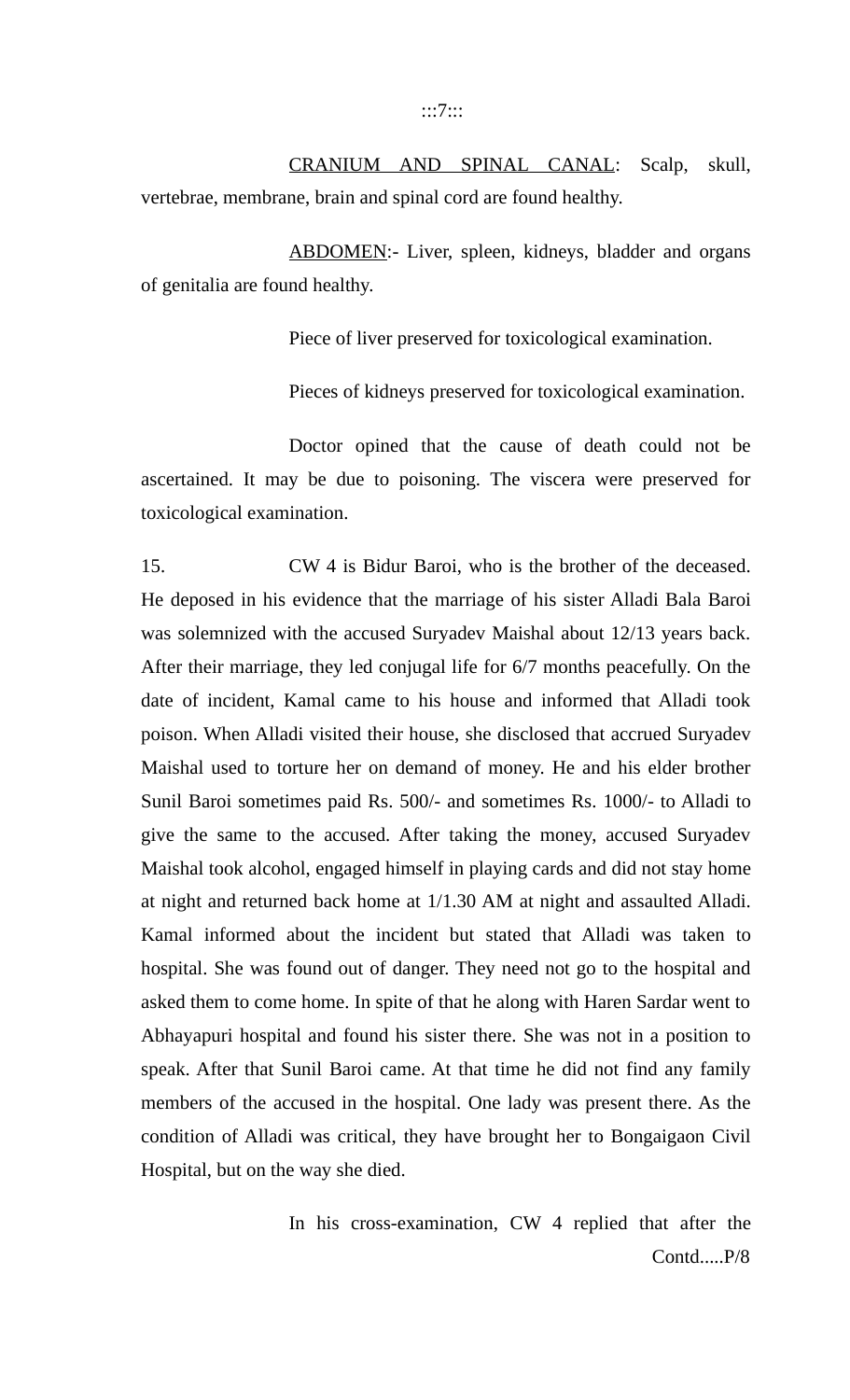<u>CRANIUM AND SPINAL CANAL</u>: Scalp, skull, vertebrae, membrane, brain and spinal cord are found healthy.

<u>ABDOMEN</u>:- Liver, spleen, kidneys, bladder and organs of genitalia are found healthy.

Piece of liver preserved for toxicological examination.

Pieces of kidneys preserved for toxicological examination.

Doctor opined that the cause of death could not be ascertained. It may be due to poisoning. The viscera were preserved for toxicological examination.

15. CW 4 is Bidur Baroi, who is the brother of the deceased. He deposed in his evidence that the marriage of his sister Alladi Bala Baroi was solemnized with the accused Suryadev Maishal about 12/13 years back. After their marriage, they led conjugal life for 6/7 months peacefully. On the date of incident, Kamal came to his house and informed that Alladi took poison. When Alladi visited their house, she disclosed that accrued Suryadev Maishal used to torture her on demand of money. He and his elder brother Sunil Baroi sometimes paid Rs. 500/- and sometimes Rs. 1000/- to Alladi to give the same to the accused. After taking the money, accused Suryadev Maishal took alcohol, engaged himself in playing cards and did not stay home at night and returned back home at 1/1.30 AM at night and assaulted Alladi. Kamal informed about the incident but stated that Alladi was taken to hospital. She was found out of danger. They need not go to the hospital and asked them to come home. In spite of that he along with Haren Sardar went to Abhayapuri hospital and found his sister there. She was not in a position to speak. After that Sunil Baroi came. At that time he did not find any family members of the accused in the hospital. One lady was present there. As the condition of Alladi was critical, they have brought her to Bongaigaon Civil Hospital, but on the way she died.

In his cross-examination, CW 4 replied that after the

Contd.....P/8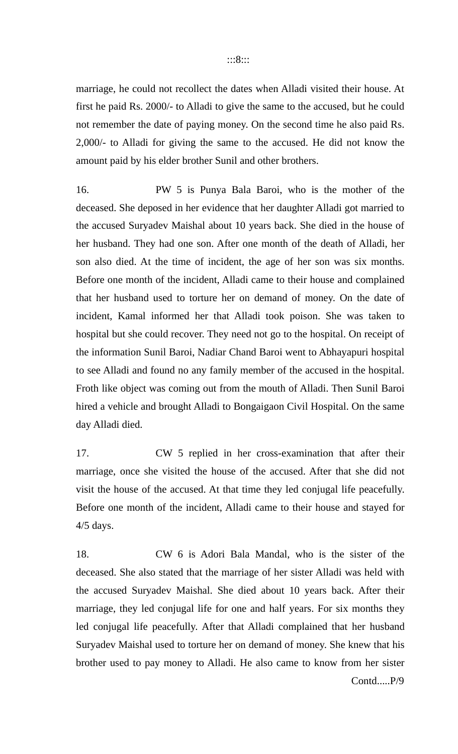marriage, he could not recollect the dates when Alladi visited their house. At first he paid Rs. 2000/- to Alladi to give the same to the accused, but he could not remember the date of paying money. On the second time he also paid Rs. 2,000/- to Alladi for giving the same to the accused. He did not know the amount paid by his elder brother Sunil and other brothers.

16. PW 5 is Punya Bala Baroi, who is the mother of the deceased. She deposed in her evidence that her daughter Alladi got married to the accused Suryadev Maishal about 10 years back. She died in the house of her husband. They had one son. After one month of the death of Alladi, her son also died. At the time of incident, the age of her son was six months. Before one month of the incident, Alladi came to their house and complained that her husband used to torture her on demand of money. On the date of incident, Kamal informed her that Alladi took poison. She was taken to hospital but she could recover. They need not go to the hospital. On receipt of the information Sunil Baroi, Nadiar Chand Baroi went to Abhayapuri hospital to see Alladi and found no any family member of the accused in the hospital. Froth like object was coming out from the mouth of Alladi. Then Sunil Baroi hired a vehicle and brought Alladi to Bongaigaon Civil Hospital. On the same day Alladi died.

17. CW 5 replied in her cross-examination that after their marriage, once she visited the house of the accused. After that she did not visit the house of the accused. At that time they led conjugal life peacefully. Before one month of the incident, Alladi came to their house and stayed for 4/5 days.

18. CW 6 is Adori Bala Mandal, who is the sister of the deceased. She also stated that the marriage of her sister Alladi was held with the accused Suryadev Maishal. She died about 10 years back. After their marriage, they led conjugal life for one and half years. For six months they led conjugal life peacefully. After that Alladi complained that her husband Suryadev Maishal used to torture her on demand of money. She knew that his brother used to pay money to Alladi. He also came to know from her sister

Contd.....P/9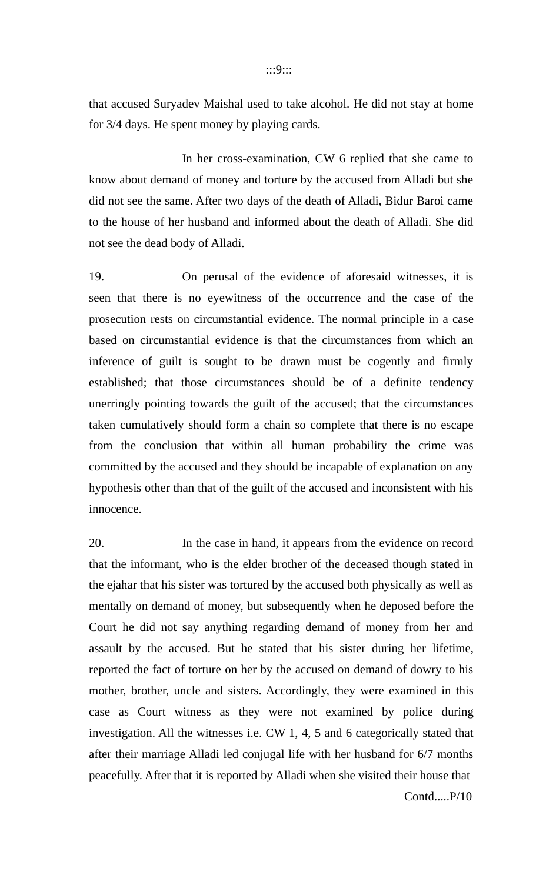that accused Suryadev Maishal used to take alcohol. He did not stay at home for 3/4 days. He spent money by playing cards.

In her cross-examination, CW 6 replied that she came to know about demand of money and torture by the accused from Alladi but she did not see the same. After two days of the death of Alladi, Bidur Baroi came to the house of her husband and informed about the death of Alladi. She did not see the dead body of Alladi.

19. On perusal of the evidence of aforesaid witnesses, it is seen that there is no eyewitness of the occurrence and the case of the prosecution rests on circumstantial evidence. The normal principle in a case based on circumstantial evidence is that the circumstances from which an inference of guilt is sought to be drawn must be cogently and firmly established; that those circumstances should be of a definite tendency unerringly pointing towards the guilt of the accused; that the circumstances taken cumulatively should form a chain so complete that there is no escape from the conclusion that within all human probability the crime was committed by the accused and they should be incapable of explanation on any hypothesis other than that of the guilt of the accused and inconsistent with his innocence.

20. In the case in hand, it appears from the evidence on record that the informant, who is the elder brother of the deceased though stated in the ejahar that his sister was tortured by the accused both physically as well as mentally on demand of money, but subsequently when he deposed before the Court he did not say anything regarding demand of money from her and assault by the accused. But he stated that his sister during her lifetime, reported the fact of torture on her by the accused on demand of dowry to his mother, brother, uncle and sisters. Accordingly, they were examined in this case as Court witness as they were not examined by police during investigation. All the witnesses i.e. CW 1, 4, 5 and 6 categorically stated that after their marriage Alladi led conjugal life with her husband for 6/7 months peacefully. After that it is reported by Alladi when she visited their house that

Contd.....P/10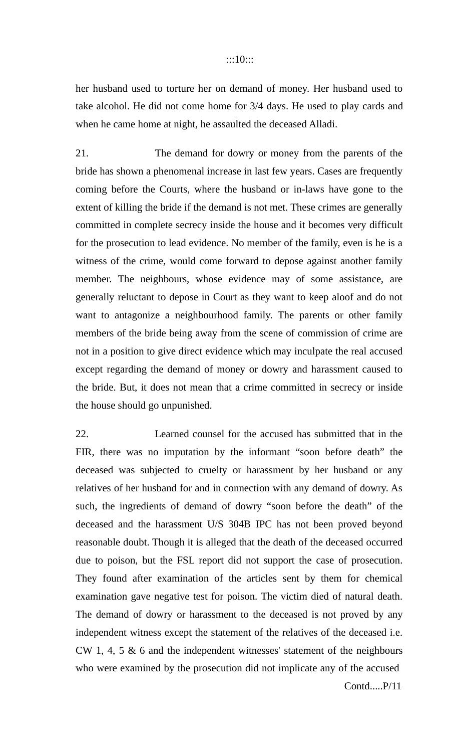her husband used to torture her on demand of money. Her husband used to take alcohol. He did not come home for 3/4 days. He used to play cards and when he came home at night, he assaulted the deceased Alladi.

21. The demand for dowry or money from the parents of the bride has shown a phenomenal increase in last few years. Cases are frequently coming before the Courts, where the husband or in-laws have gone to the extent of killing the bride if the demand is not met. These crimes are generally committed in complete secrecy inside the house and it becomes very difficult for the prosecution to lead evidence. No member of the family, even is he is a witness of the crime, would come forward to depose against another family member. The neighbours, whose evidence may of some assistance, are generally reluctant to depose in Court as they want to keep aloof and do not want to antagonize a neighbourhood family. The parents or other family members of the bride being away from the scene of commission of crime are not in a position to give direct evidence which may inculpate the real accused except regarding the demand of money or dowry and harassment caused to the bride. But, it does not mean that a crime committed in secrecy or inside the house should go unpunished.

22. Learned counsel for the accused has submitted that in the FIR, there was no imputation by the informant "soon before death" the deceased was subjected to cruelty or harassment by her husband or any relatives of her husband for and in connection with any demand of dowry. As such, the ingredients of demand of dowry "soon before the death" of the deceased and the harassment U/S 304B IPC has not been proved beyond reasonable doubt. Though it is alleged that the death of the deceased occurred due to poison, but the FSL report did not support the case of prosecution. They found after examination of the articles sent by them for chemical examination gave negative test for poison. The victim died of natural death. The demand of dowry or harassment to the deceased is not proved by any independent witness except the statement of the relatives of the deceased i.e. CW 1, 4, 5 & 6 and the independent witnesses' statement of the neighbours who were examined by the prosecution did not implicate any of the accused

Contd.....P/11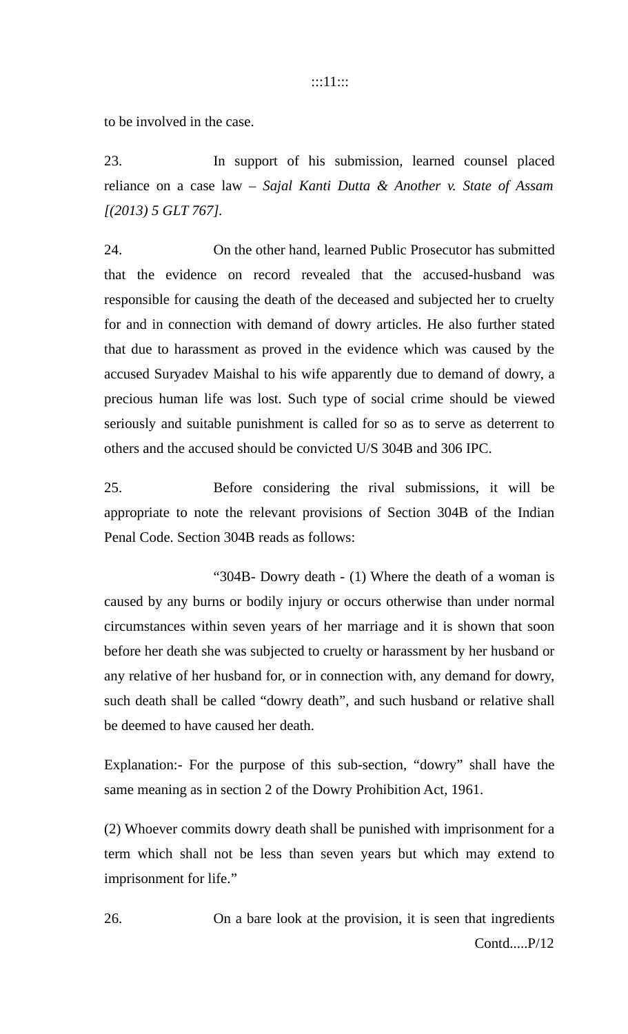to be involved in the case.

23. In support of his submission, learned counsel placed reliance on a case law – *Sajal Kanti Dutta & Another v. State of Assam [(2013) 5 GLT 767].*

24. On the other hand, learned Public Prosecutor has submitted that the evidence on record revealed that the accused-husband was responsible for causing the death of the deceased and subjected her to cruelty for and in connection with demand of dowry articles. He also further stated that due to harassment as proved in the evidence which was caused by the accused Suryadev Maishal to his wife apparently due to demand of dowry, a precious human life was lost. Such type of social crime should be viewed seriously and suitable punishment is called for so as to serve as deterrent to others and the accused should be convicted U/S 304B and 306 IPC.

25. Before considering the rival submissions, it will be appropriate to note the relevant provisions of Section 304B of the Indian Penal Code. Section 304B reads as follows:

"304B- Dowry death - (1) Where the death of a woman is caused by any burns or bodily injury or occurs otherwise than under normal circumstances within seven years of her marriage and it is shown that soon before her death she was subjected to cruelty or harassment by her husband or any relative of her husband for, or in connection with, any demand for dowry, such death shall be called "dowry death", and such husband or relative shall be deemed to have caused her death.

Explanation:- For the purpose of this sub-section, "dowry" shall have the same meaning as in section 2 of the Dowry Prohibition Act, 1961.

(2) Whoever commits dowry death shall be punished with imprisonment for a term which shall not be less than seven years but which may extend to imprisonment for life."

26. On a bare look at the provision, it is seen that ingredients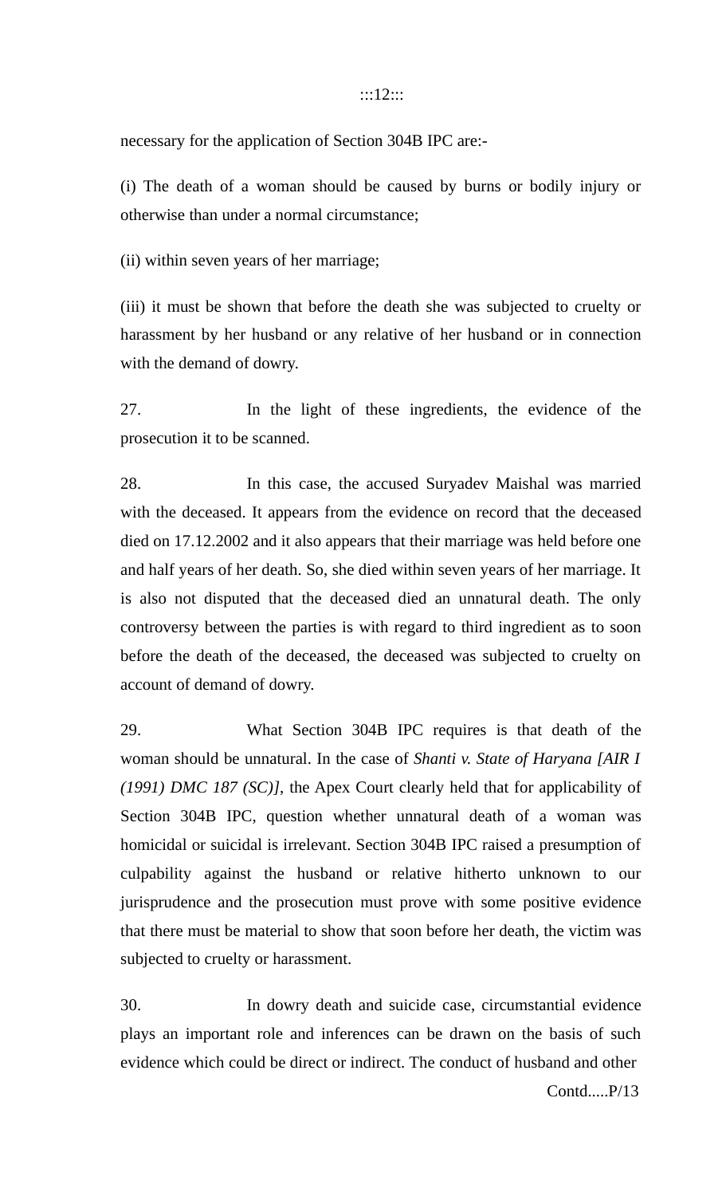necessary for the application of Section 304B IPC are:-

(i) The death of a woman should be caused by burns or bodily injury or otherwise than under a normal circumstance;

(ii) within seven years of her marriage;

(iii) it must be shown that before the death she was subjected to cruelty or harassment by her husband or any relative of her husband or in connection with the demand of dowry.

27. In the light of these ingredients, the evidence of the prosecution it to be scanned.

28. In this case, the accused Suryadev Maishal was married with the deceased. It appears from the evidence on record that the deceased died on 17.12.2002 and it also appears that their marriage was held before one and half years of her death. So, she died within seven years of her marriage. It is also not disputed that the deceased died an unnatural death. The only controversy between the parties is with regard to third ingredient as to soon before the death of the deceased, the deceased was subjected to cruelty on account of demand of dowry.

29. What Section 304B IPC requires is that death of the woman should be unnatural. In the case of *Shanti v. State of Haryana [AIR I (1991) DMC 187 (SC)]*, the Apex Court clearly held that for applicability of Section 304B IPC, question whether unnatural death of a woman was homicidal or suicidal is irrelevant. Section 304B IPC raised a presumption of culpability against the husband or relative hitherto unknown to our jurisprudence and the prosecution must prove with some positive evidence that there must be material to show that soon before her death, the victim was subjected to cruelty or harassment.

30. In dowry death and suicide case, circumstantial evidence plays an important role and inferences can be drawn on the basis of such evidence which could be direct or indirect. The conduct of husband and other

Contd.....P/13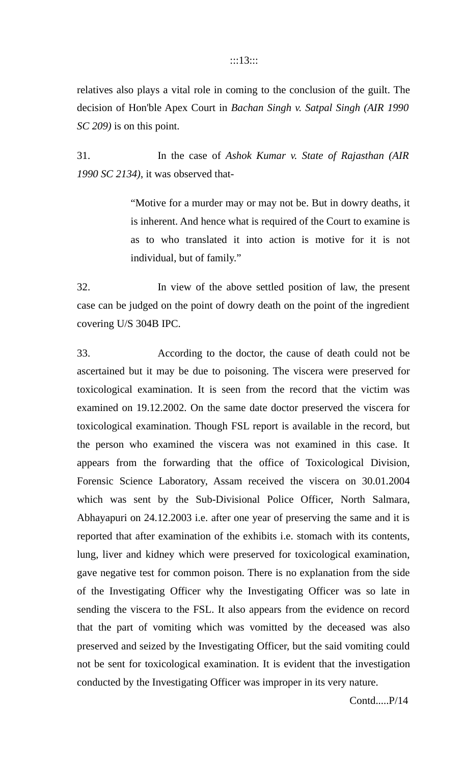relatives also plays a vital role in coming to the conclusion of the guilt. The decision of Hon'ble Apex Court in *Bachan Singh v. Satpal Singh (AIR 1990 SC 209)* is on this point.

31. In the case of *Ashok Kumar v. State of Rajasthan (AIR 1990 SC 2134)*, it was observed that-

> "Motive for a murder may or may not be. But in dowry deaths, it is inherent. And hence what is required of the Court to examine is as to who translated it into action is motive for it is not individual, but of family."

32. In view of the above settled position of law, the present case can be judged on the point of dowry death on the point of the ingredient covering U/S 304B IPC.

33. According to the doctor, the cause of death could not be ascertained but it may be due to poisoning. The viscera were preserved for toxicological examination. It is seen from the record that the victim was examined on 19.12.2002. On the same date doctor preserved the viscera for toxicological examination. Though FSL report is available in the record, but the person who examined the viscera was not examined in this case. It appears from the forwarding that the office of Toxicological Division, Forensic Science Laboratory, Assam received the viscera on 30.01.2004 which was sent by the Sub-Divisional Police Officer, North Salmara, Abhayapuri on 24.12.2003 i.e. after one year of preserving the same and it is reported that after examination of the exhibits i.e. stomach with its contents, lung, liver and kidney which were preserved for toxicological examination, gave negative test for common poison. There is no explanation from the side of the Investigating Officer why the Investigating Officer was so late in sending the viscera to the FSL. It also appears from the evidence on record that the part of vomiting which was vomitted by the deceased was also preserved and seized by the Investigating Officer, but the said vomiting could not be sent for toxicological examination. It is evident that the investigation conducted by the Investigating Officer was improper in its very nature.

Contd.....P/14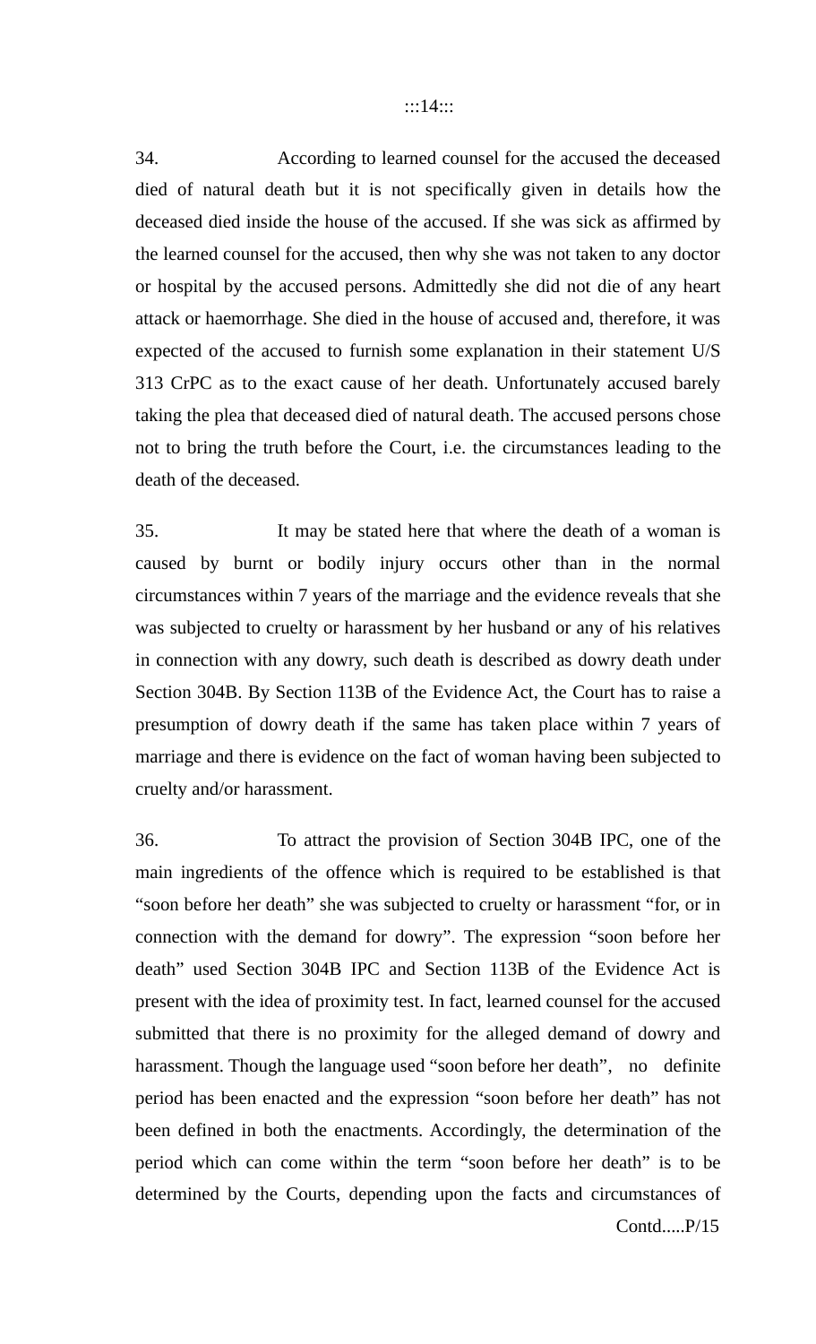34. According to learned counsel for the accused the deceased died of natural death but it is not specifically given in details how the deceased died inside the house of the accused. If she was sick as affirmed by the learned counsel for the accused, then why she was not taken to any doctor or hospital by the accused persons. Admittedly she did not die of any heart attack or haemorrhage. She died in the house of accused and, therefore, it was expected of the accused to furnish some explanation in their statement U/S 313 CrPC as to the exact cause of her death. Unfortunately accused barely taking the plea that deceased died of natural death. The accused persons chose not to bring the truth before the Court, i.e. the circumstances leading to the death of the deceased.

35. It may be stated here that where the death of a woman is caused by burnt or bodily injury occurs other than in the normal circumstances within 7 years of the marriage and the evidence reveals that she was subjected to cruelty or harassment by her husband or any of his relatives in connection with any dowry, such death is described as dowry death under Section 304B. By Section 113B of the Evidence Act, the Court has to raise a presumption of dowry death if the same has taken place within 7 years of marriage and there is evidence on the fact of woman having been subjected to cruelty and/or harassment.

36. To attract the provision of Section 304B IPC, one of the main ingredients of the offence which is required to be established is that "soon before her death" she was subjected to cruelty or harassment "for, or in connection with the demand for dowry". The expression "soon before her death" used Section 304B IPC and Section 113B of the Evidence Act is present with the idea of proximity test. In fact, learned counsel for the accused submitted that there is no proximity for the alleged demand of dowry and harassment. Though the language used "soon before her death", no definite period has been enacted and the expression "soon before her death" has not been defined in both the enactments. Accordingly, the determination of the period which can come within the term "soon before her death" is to be determined by the Courts, depending upon the facts and circumstances of

Contd.....P/15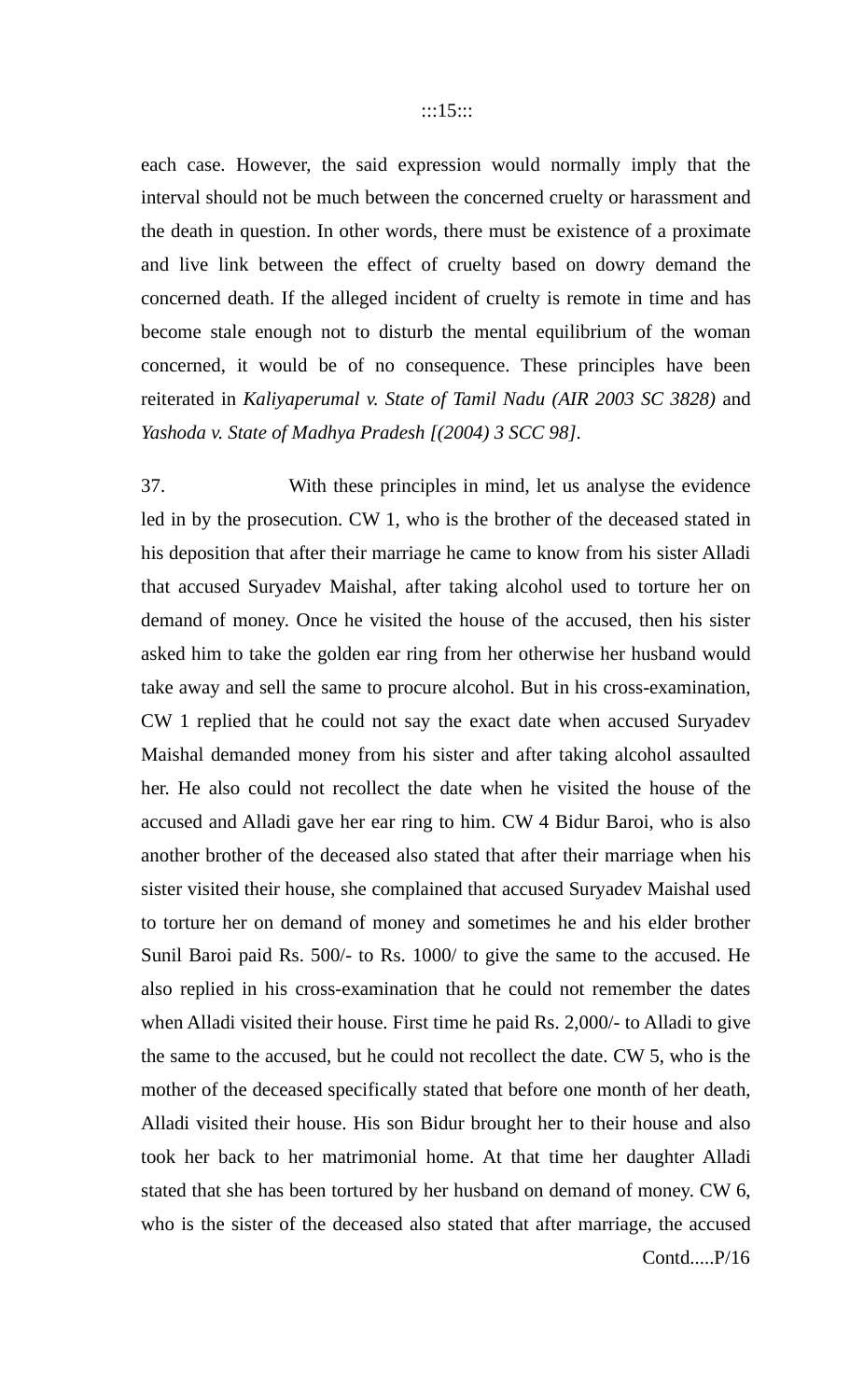each case. However, the said expression would normally imply that the interval should not be much between the concerned cruelty or harassment and the death in question. In other words, there must be existence of a proximate and live link between the effect of cruelty based on dowry demand the concerned death. If the alleged incident of cruelty is remote in time and has become stale enough not to disturb the mental equilibrium of the woman concerned, it would be of no consequence. These principles have been reiterated in *Kaliyaperumal v. State of Tamil Nadu (AIR 2003 SC 3828)* and *Yashoda v. State of Madhya Pradesh [(2004) 3 SCC 98].*

37. With these principles in mind, let us analyse the evidence led in by the prosecution. CW 1, who is the brother of the deceased stated in his deposition that after their marriage he came to know from his sister Alladi that accused Suryadev Maishal, after taking alcohol used to torture her on demand of money. Once he visited the house of the accused, then his sister asked him to take the golden ear ring from her otherwise her husband would take away and sell the same to procure alcohol. But in his cross-examination, CW 1 replied that he could not say the exact date when accused Suryadev Maishal demanded money from his sister and after taking alcohol assaulted her. He also could not recollect the date when he visited the house of the accused and Alladi gave her ear ring to him. CW 4 Bidur Baroi, who is also another brother of the deceased also stated that after their marriage when his sister visited their house, she complained that accused Suryadev Maishal used to torture her on demand of money and sometimes he and his elder brother Sunil Baroi paid Rs. 500/- to Rs. 1000/ to give the same to the accused. He also replied in his cross-examination that he could not remember the dates when Alladi visited their house. First time he paid Rs. 2,000/- to Alladi to give the same to the accused, but he could not recollect the date. CW 5, who is the mother of the deceased specifically stated that before one month of her death, Alladi visited their house. His son Bidur brought her to their house and also took her back to her matrimonial home. At that time her daughter Alladi stated that she has been tortured by her husband on demand of money. CW 6, who is the sister of the deceased also stated that after marriage, the accused

Contd.....P/16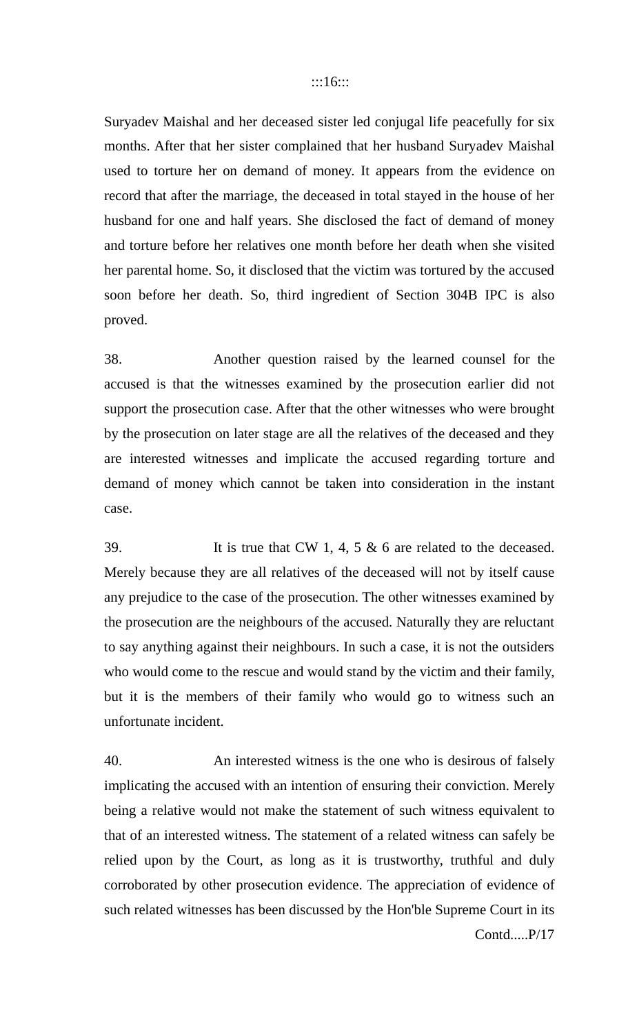Suryadev Maishal and her deceased sister led conjugal life peacefully for six months. After that her sister complained that her husband Suryadev Maishal used to torture her on demand of money. It appears from the evidence on record that after the marriage, the deceased in total stayed in the house of her husband for one and half years. She disclosed the fact of demand of money and torture before her relatives one month before her death when she visited her parental home. So, it disclosed that the victim was tortured by the accused soon before her death. So, third ingredient of Section 304B IPC is also proved.

38. Another question raised by the learned counsel for the accused is that the witnesses examined by the prosecution earlier did not support the prosecution case. After that the other witnesses who were brought by the prosecution on later stage are all the relatives of the deceased and they are interested witnesses and implicate the accused regarding torture and demand of money which cannot be taken into consideration in the instant case.

39. It is true that CW 1, 4, 5 & 6 are related to the deceased. Merely because they are all relatives of the deceased will not by itself cause any prejudice to the case of the prosecution. The other witnesses examined by the prosecution are the neighbours of the accused. Naturally they are reluctant to say anything against their neighbours. In such a case, it is not the outsiders who would come to the rescue and would stand by the victim and their family, but it is the members of their family who would go to witness such an unfortunate incident.

40. An interested witness is the one who is desirous of falsely implicating the accused with an intention of ensuring their conviction. Merely being a relative would not make the statement of such witness equivalent to that of an interested witness. The statement of a related witness can safely be relied upon by the Court, as long as it is trustworthy, truthful and duly corroborated by other prosecution evidence. The appreciation of evidence of such related witnesses has been discussed by the Hon'ble Supreme Court in its

Contd.....P/17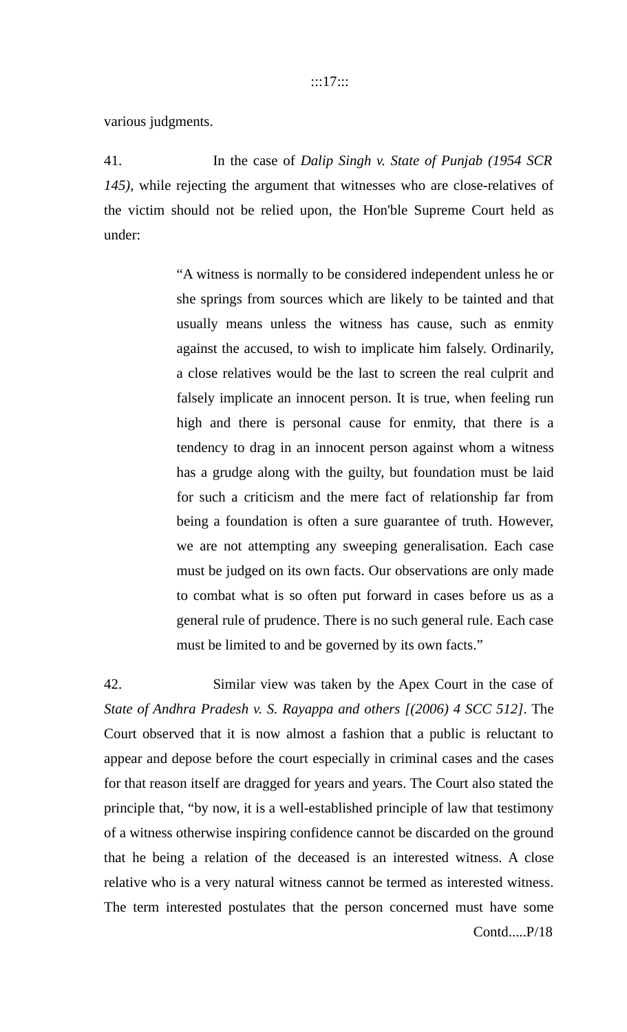various judgments.

41. In the case of *Dalip Singh v. State of Punjab (1954 SCR 145)*, while rejecting the argument that witnesses who are close-relatives of the victim should not be relied upon, the Hon'ble Supreme Court held as under:

> "A witness is normally to be considered independent unless he or she springs from sources which are likely to be tainted and that usually means unless the witness has cause, such as enmity against the accused, to wish to implicate him falsely. Ordinarily, a close relatives would be the last to screen the real culprit and falsely implicate an innocent person. It is true, when feeling run high and there is personal cause for enmity, that there is a tendency to drag in an innocent person against whom a witness has a grudge along with the guilty, but foundation must be laid for such a criticism and the mere fact of relationship far from being a foundation is often a sure guarantee of truth. However, we are not attempting any sweeping generalisation. Each case must be judged on its own facts. Our observations are only made to combat what is so often put forward in cases before us as a general rule of prudence. There is no such general rule. Each case must be limited to and be governed by its own facts."

42. Similar view was taken by the Apex Court in the case of *State of Andhra Pradesh v. S. Rayappa and others [(2006) 4 SCC 512]*. The Court observed that it is now almost a fashion that a public is reluctant to appear and depose before the court especially in criminal cases and the cases for that reason itself are dragged for years and years. The Court also stated the principle that, "by now, it is a well-established principle of law that testimony of a witness otherwise inspiring confidence cannot be discarded on the ground that he being a relation of the deceased is an interested witness. A close relative who is a very natural witness cannot be termed as interested witness. The term interested postulates that the person concerned must have some

Contd.....P/18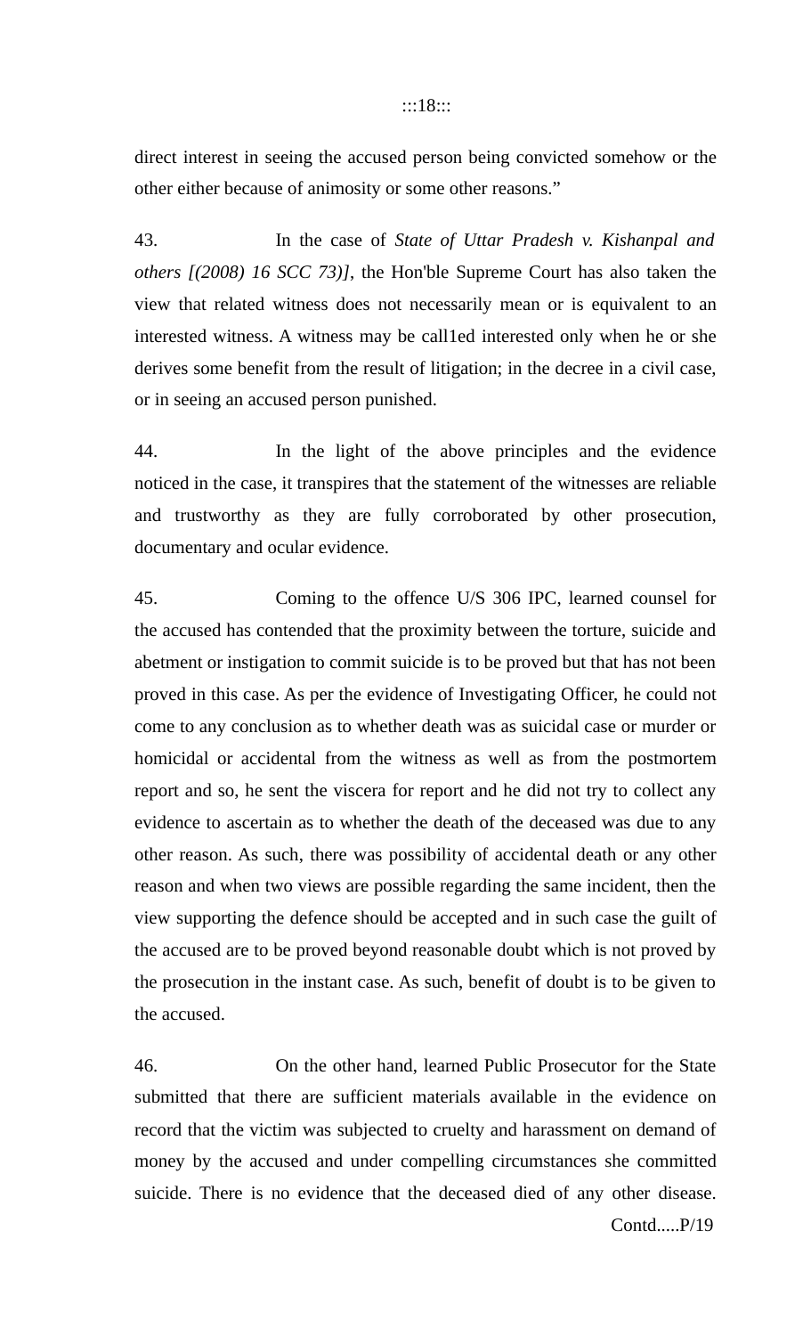direct interest in seeing the accused person being convicted somehow or the other either because of animosity or some other reasons."

43. In the case of *State of Uttar Pradesh v. Kishanpal and others [(2008) 16 SCC 73)]*, the Hon'ble Supreme Court has also taken the view that related witness does not necessarily mean or is equivalent to an interested witness. A witness may be call1ed interested only when he or she derives some benefit from the result of litigation; in the decree in a civil case, or in seeing an accused person punished.

44. In the light of the above principles and the evidence noticed in the case, it transpires that the statement of the witnesses are reliable and trustworthy as they are fully corroborated by other prosecution, documentary and ocular evidence.

45. Coming to the offence U/S 306 IPC, learned counsel for the accused has contended that the proximity between the torture, suicide and abetment or instigation to commit suicide is to be proved but that has not been proved in this case. As per the evidence of Investigating Officer, he could not come to any conclusion as to whether death was as suicidal case or murder or homicidal or accidental from the witness as well as from the postmortem report and so, he sent the viscera for report and he did not try to collect any evidence to ascertain as to whether the death of the deceased was due to any other reason. As such, there was possibility of accidental death or any other reason and when two views are possible regarding the same incident, then the view supporting the defence should be accepted and in such case the guilt of the accused are to be proved beyond reasonable doubt which is not proved by the prosecution in the instant case. As such, benefit of doubt is to be given to the accused.

46. On the other hand, learned Public Prosecutor for the State submitted that there are sufficient materials available in the evidence on record that the victim was subjected to cruelty and harassment on demand of money by the accused and under compelling circumstances she committed suicide. There is no evidence that the deceased died of any other disease.

Contd.....P/19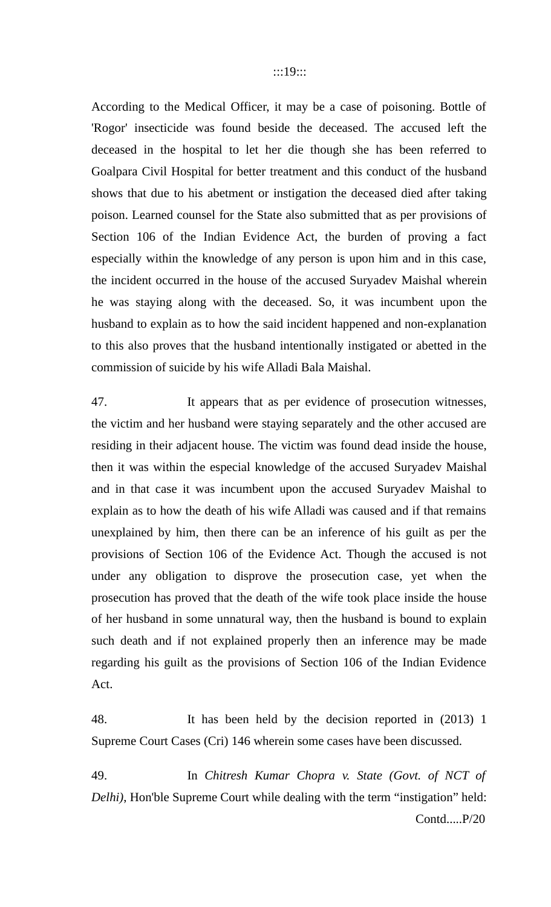According to the Medical Officer, it may be a case of poisoning. Bottle of 'Rogor' insecticide was found beside the deceased. The accused left the deceased in the hospital to let her die though she has been referred to Goalpara Civil Hospital for better treatment and this conduct of the husband shows that due to his abetment or instigation the deceased died after taking poison. Learned counsel for the State also submitted that as per provisions of Section 106 of the Indian Evidence Act, the burden of proving a fact especially within the knowledge of any person is upon him and in this case, the incident occurred in the house of the accused Suryadev Maishal wherein he was staying along with the deceased. So, it was incumbent upon the husband to explain as to how the said incident happened and non-explanation to this also proves that the husband intentionally instigated or abetted in the commission of suicide by his wife Alladi Bala Maishal.

47. It appears that as per evidence of prosecution witnesses, the victim and her husband were staying separately and the other accused are residing in their adjacent house. The victim was found dead inside the house, then it was within the especial knowledge of the accused Suryadev Maishal and in that case it was incumbent upon the accused Suryadev Maishal to explain as to how the death of his wife Alladi was caused and if that remains unexplained by him, then there can be an inference of his guilt as per the provisions of Section 106 of the Evidence Act. Though the accused is not under any obligation to disprove the prosecution case, yet when the prosecution has proved that the death of the wife took place inside the house of her husband in some unnatural way, then the husband is bound to explain such death and if not explained properly then an inference may be made regarding his guilt as the provisions of Section 106 of the Indian Evidence Act.

48. It has been held by the decision reported in (2013) 1 Supreme Court Cases (Cri) 146 wherein some cases have been discussed.

49. In *Chitresh Kumar Chopra v. State (Govt. of NCT of Delhi)*, Hon'ble Supreme Court while dealing with the term “instigation” held:

Contd.....P/20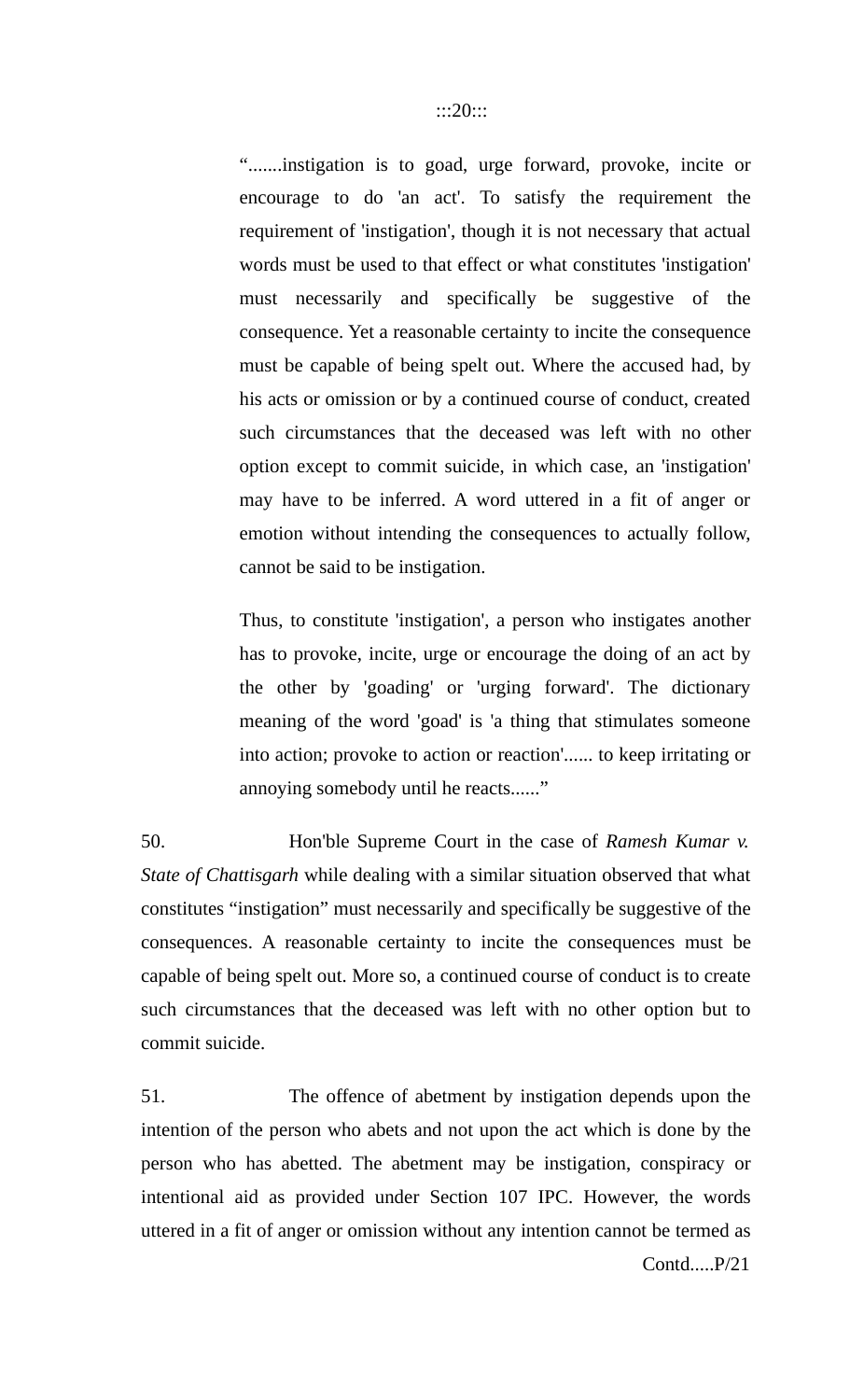“.......instigation is to goad, urge forward, provoke, incite or encourage to do 'an act'. To satisfy the requirement the requirement of 'instigation', though it is not necessary that actual words must be used to that effect or what constitutes 'instigation' must necessarily and specifically be suggestive of the consequence. Yet a reasonable certainty to incite the consequence must be capable of being spelt out. Where the accused had, by his acts or omission or by a continued course of conduct, created such circumstances that the deceased was left with no other option except to commit suicide, in which case, an 'instigation' may have to be inferred. A word uttered in a fit of anger or emotion without intending the consequences to actually follow, cannot be said to be instigation.

Thus, to constitute 'instigation', a person who instigates another has to provoke, incite, urge or encourage the doing of an act by the other by 'goading' or 'urging forward'. The dictionary meaning of the word 'goad' is 'a thing that stimulates someone into action; provoke to action or reaction'...... to keep irritating or annoying somebody until he reacts......”

50. Hon'ble Supreme Court in the case of *Ramesh Kumar v. State of Chattisgarh* while dealing with a similar situation observed that what constitutes “instigation” must necessarily and specifically be suggestive of the consequences. A reasonable certainty to incite the consequences must be capable of being spelt out. More so, a continued course of conduct is to create such circumstances that the deceased was left with no other option but to commit suicide.

51. The offence of abetment by instigation depends upon the intention of the person who abets and not upon the act which is done by the person who has abetted. The abetment may be instigation, conspiracy or intentional aid as provided under Section 107 IPC. However, the words uttered in a fit of anger or omission without any intention cannot be termed as

Contd.....P/21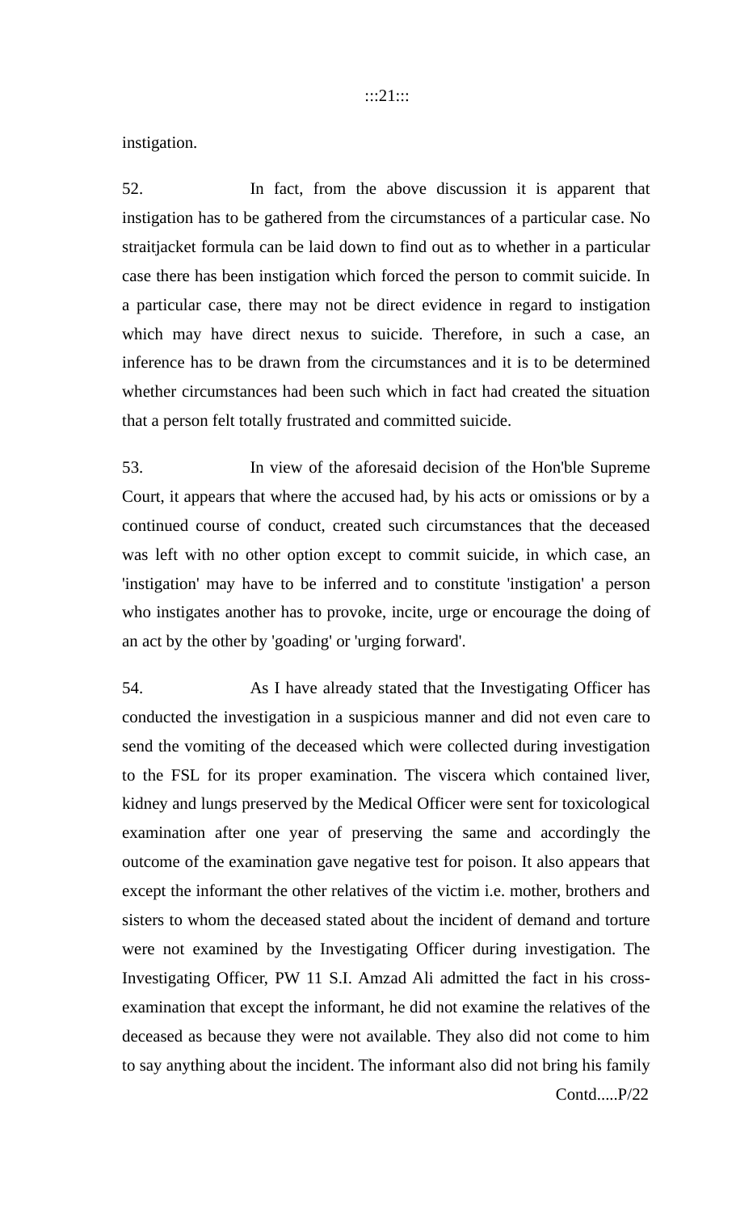instigation.

52. In fact, from the above discussion it is apparent that instigation has to be gathered from the circumstances of a particular case. No straitjacket formula can be laid down to find out as to whether in a particular case there has been instigation which forced the person to commit suicide. In a particular case, there may not be direct evidence in regard to instigation which may have direct nexus to suicide. Therefore, in such a case, an inference has to be drawn from the circumstances and it is to be determined whether circumstances had been such which in fact had created the situation that a person felt totally frustrated and committed suicide.

53. In view of the aforesaid decision of the Hon'ble Supreme Court, it appears that where the accused had, by his acts or omissions or by a continued course of conduct, created such circumstances that the deceased was left with no other option except to commit suicide, in which case, an 'instigation' may have to be inferred and to constitute 'instigation' a person who instigates another has to provoke, incite, urge or encourage the doing of an act by the other by 'goading' or 'urging forward'.

54. As I have already stated that the Investigating Officer has conducted the investigation in a suspicious manner and did not even care to send the vomiting of the deceased which were collected during investigation to the FSL for its proper examination. The viscera which contained liver, kidney and lungs preserved by the Medical Officer were sent for toxicological examination after one year of preserving the same and accordingly the outcome of the examination gave negative test for poison. It also appears that except the informant the other relatives of the victim i.e. mother, brothers and sisters to whom the deceased stated about the incident of demand and torture were not examined by the Investigating Officer during investigation. The Investigating Officer, PW 11 S.I. Amzad Ali admitted the fact in his cross-examination that except the informant, he did not examine the relatives of the deceased as because they were not available. They also did not come to him to say anything about the incident. The informant also did not bring his family

Contd.....P/22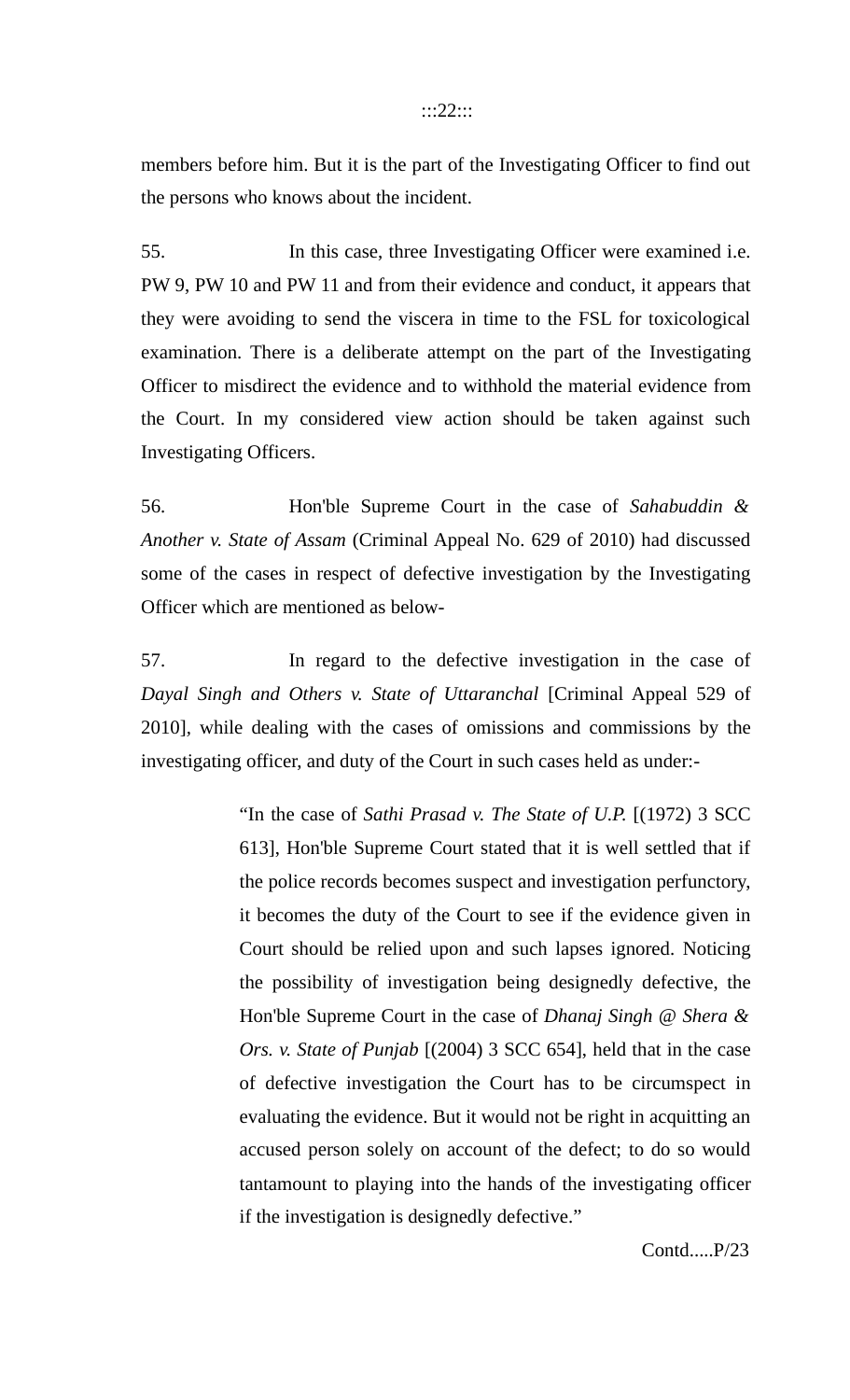members before him. But it is the part of the Investigating Officer to find out the persons who knows about the incident.

55. In this case, three Investigating Officer were examined i.e. PW 9, PW 10 and PW 11 and from their evidence and conduct, it appears that they were avoiding to send the viscera in time to the FSL for toxicological examination. There is a deliberate attempt on the part of the Investigating Officer to misdirect the evidence and to withhold the material evidence from the Court. In my considered view action should be taken against such Investigating Officers.

56. Hon'ble Supreme Court in the case of *Sahabuddin & Another v. State of Assam* (Criminal Appeal No. 629 of 2010) had discussed some of the cases in respect of defective investigation by the Investigating Officer which are mentioned as below-

57. In regard to the defective investigation in the case of *Dayal Singh and Others v. State of Uttaranchal* [Criminal Appeal 529 of 2010], while dealing with the cases of omissions and commissions by the investigating officer, and duty of the Court in such cases held as under:-

> "In the case of *Sathi Prasad v. The State of U.P.* [(1972) 3 SCC 613], Hon'ble Supreme Court stated that it is well settled that if the police records becomes suspect and investigation perfunctory, it becomes the duty of the Court to see if the evidence given in Court should be relied upon and such lapses ignored. Noticing the possibility of investigation being designedly defective, the Hon'ble Supreme Court in the case of *Dhanaj Singh @ Shera & Ors. v. State of Punjab* [(2004) 3 SCC 654], held that in the case of defective investigation the Court has to be circumspect in evaluating the evidence. But it would not be right in acquitting an accused person solely on account of the defect; to do so would tantamount to playing into the hands of the investigating officer if the investigation is designedly defective."

Contd.....P/23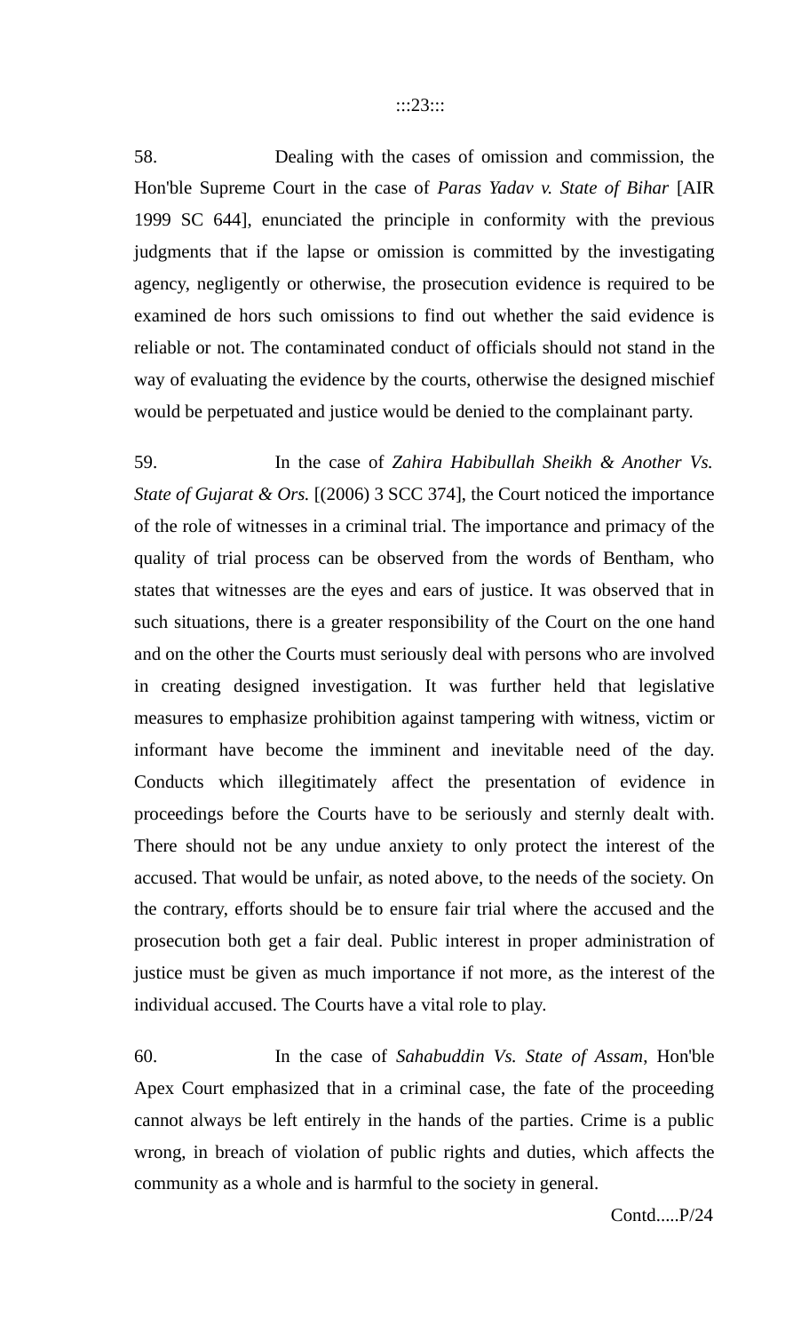58. Dealing with the cases of omission and commission, the Hon'ble Supreme Court in the case of *Paras Yadav v. State of Bihar* [AIR 1999 SC 644], enunciated the principle in conformity with the previous judgments that if the lapse or omission is committed by the investigating agency, negligently or otherwise, the prosecution evidence is required to be examined de hors such omissions to find out whether the said evidence is reliable or not. The contaminated conduct of officials should not stand in the way of evaluating the evidence by the courts, otherwise the designed mischief would be perpetuated and justice would be denied to the complainant party.

59. In the case of *Zahira Habibullah Sheikh & Another Vs. State of Gujarat & Ors.* [(2006) 3 SCC 374], the Court noticed the importance of the role of witnesses in a criminal trial. The importance and primacy of the quality of trial process can be observed from the words of Bentham, who states that witnesses are the eyes and ears of justice. It was observed that in such situations, there is a greater responsibility of the Court on the one hand and on the other the Courts must seriously deal with persons who are involved in creating designed investigation. It was further held that legislative measures to emphasize prohibition against tampering with witness, victim or informant have become the imminent and inevitable need of the day. Conducts which illegitimately affect the presentation of evidence in proceedings before the Courts have to be seriously and sternly dealt with. There should not be any undue anxiety to only protect the interest of the accused. That would be unfair, as noted above, to the needs of the society. On the contrary, efforts should be to ensure fair trial where the accused and the prosecution both get a fair deal. Public interest in proper administration of justice must be given as much importance if not more, as the interest of the individual accused. The Courts have a vital role to play.

60. In the case of *Sahabuddin Vs. State of Assam*, Hon'ble Apex Court emphasized that in a criminal case, the fate of the proceeding cannot always be left entirely in the hands of the parties. Crime is a public wrong, in breach of violation of public rights and duties, which affects the community as a whole and is harmful to the society in general.

Contd.....P/24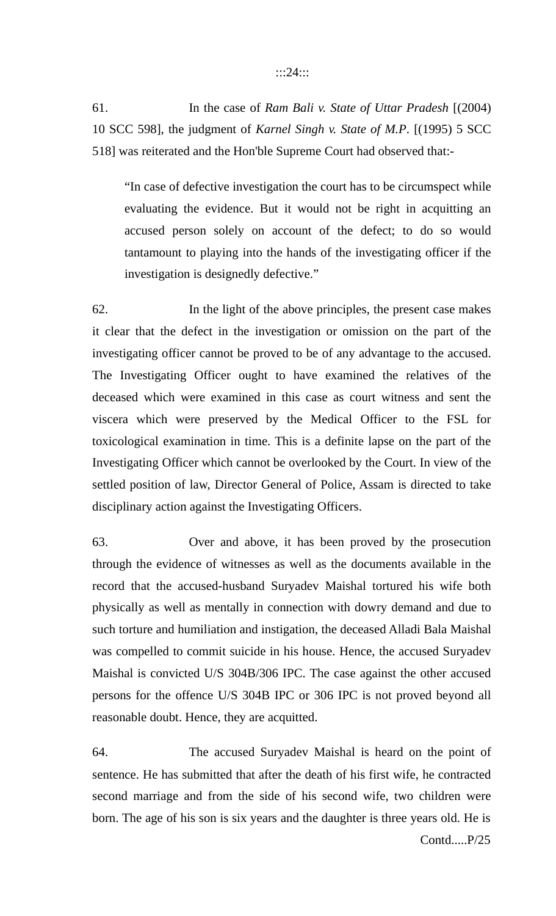61. In the case of *Ram Bali v. State of Uttar Pradesh* [(2004) 10 SCC 598], the judgment of *Karnel Singh v. State of M.P*. [(1995) 5 SCC 518] was reiterated and the Hon'ble Supreme Court had observed that:-

> "In case of defective investigation the court has to be circumspect while evaluating the evidence. But it would not be right in acquitting an accused person solely on account of the defect; to do so would tantamount to playing into the hands of the investigating officer if the investigation is designedly defective."

62. In the light of the above principles, the present case makes it clear that the defect in the investigation or omission on the part of the investigating officer cannot be proved to be of any advantage to the accused. The Investigating Officer ought to have examined the relatives of the deceased which were examined in this case as court witness and sent the viscera which were preserved by the Medical Officer to the FSL for toxicological examination in time. This is a definite lapse on the part of the Investigating Officer which cannot be overlooked by the Court. In view of the settled position of law, Director General of Police, Assam is directed to take disciplinary action against the Investigating Officers.

63. Over and above, it has been proved by the prosecution through the evidence of witnesses as well as the documents available in the record that the accused-husband Suryadev Maishal tortured his wife both physically as well as mentally in connection with dowry demand and due to such torture and humiliation and instigation, the deceased Alladi Bala Maishal was compelled to commit suicide in his house. Hence, the accused Suryadev Maishal is convicted U/S 304B/306 IPC. The case against the other accused persons for the offence U/S 304B IPC or 306 IPC is not proved beyond all reasonable doubt. Hence, they are acquitted.

64. The accused Suryadev Maishal is heard on the point of sentence. He has submitted that after the death of his first wife, he contracted second marriage and from the side of his second wife, two children were born. The age of his son is six years and the daughter is three years old. He is

Contd.....P/25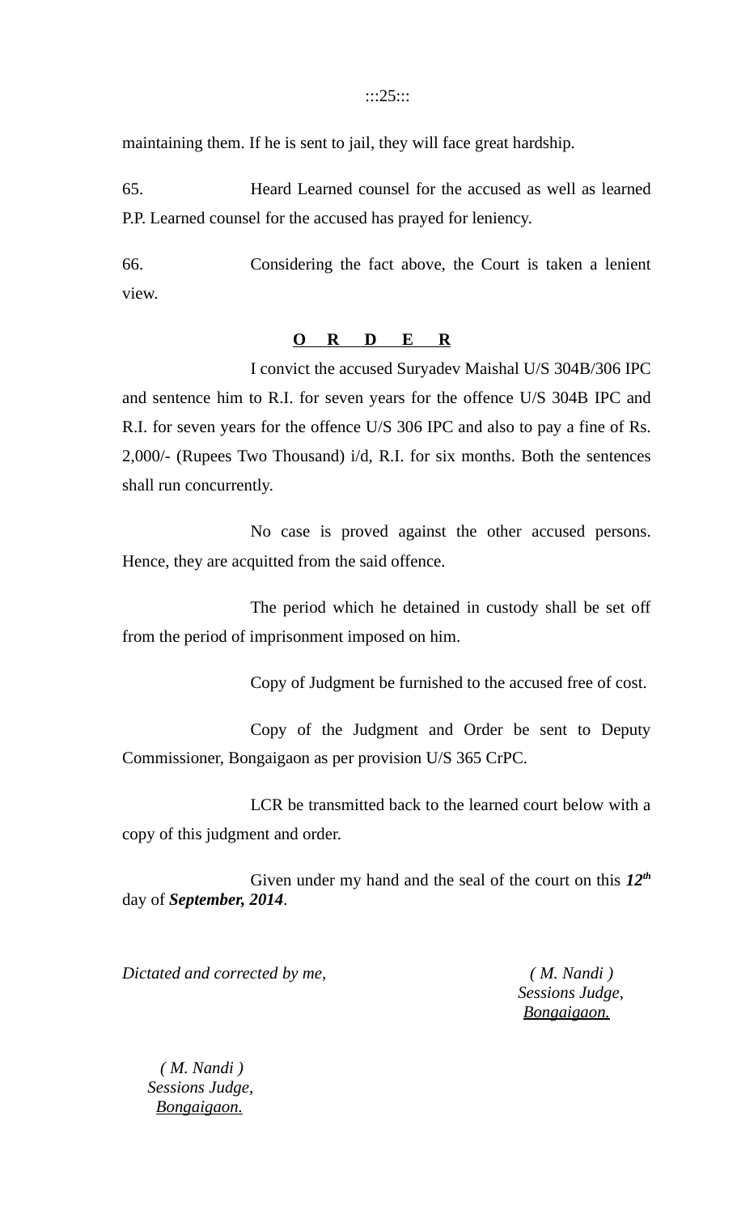maintaining them. If he is sent to jail, they will face great hardship.

65. Heard Learned counsel for the accused as well as learned P.P. Learned counsel for the accused has prayed for leniency.

66. Considering the fact above, the Court is taken a lenient view.

**O R D E R**

I convict the accused Suryadev Maishal U/S 304B/306 IPC and sentence him to R.I. for seven years for the offence U/S 304B IPC and R.I. for seven years for the offence U/S 306 IPC and also to pay a fine of Rs. 2,000/- (Rupees Two Thousand) i/d, R.I. for six months. Both the sentences shall run concurrently.

No case is proved against the other accused persons. Hence, they are acquitted from the said offence.

The period which he detained in custody shall be set off from the period of imprisonment imposed on him.

Copy of Judgment be furnished to the accused free of cost.

Copy of the Judgment and Order be sent to Deputy Commissioner, Bongaigaon as per provision U/S 365 CrPC.

LCR be transmitted back to the learned court below with a copy of this judgment and order.

Given under my hand and the seal of the court on this ***12th*** day of ***September, 2014***.

*Dictated and corrected by me,*

*( M. Nandi )*
*Sessions Judge,*
*Bongaigaon.*

*( M. Nandi )*
*Sessions Judge,*
*Bongaigaon.*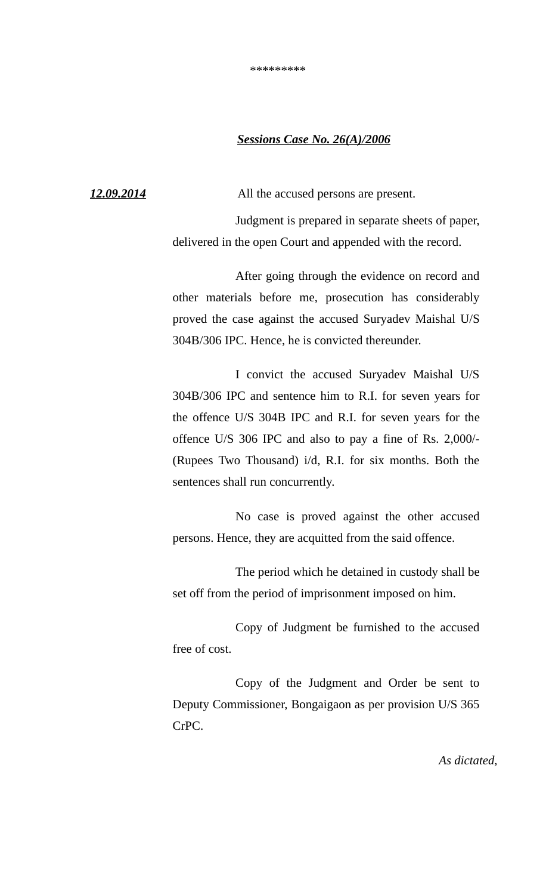*********

***Sessions Case No. 26(A)/2006***

***12.09.2014*** All the accused persons are present.

Judgment is prepared in separate sheets of paper, delivered in the open Court and appended with the record.

After going through the evidence on record and other materials before me, prosecution has considerably proved the case against the accused Suryadev Maishal U/S 304B/306 IPC. Hence, he is convicted thereunder.

I convict the accused Suryadev Maishal U/S 304B/306 IPC and sentence him to R.I. for seven years for the offence U/S 304B IPC and R.I. for seven years for the offence U/S 306 IPC and also to pay a fine of Rs. 2,000/- (Rupees Two Thousand) i/d, R.I. for six months. Both the sentences shall run concurrently.

No case is proved against the other accused persons. Hence, they are acquitted from the said offence.

The period which he detained in custody shall be set off from the period of imprisonment imposed on him.

Copy of Judgment be furnished to the accused free of cost.

Copy of the Judgment and Order be sent to Deputy Commissioner, Bongaigaon as per provision U/S 365 CrPC.

*As dictated,*